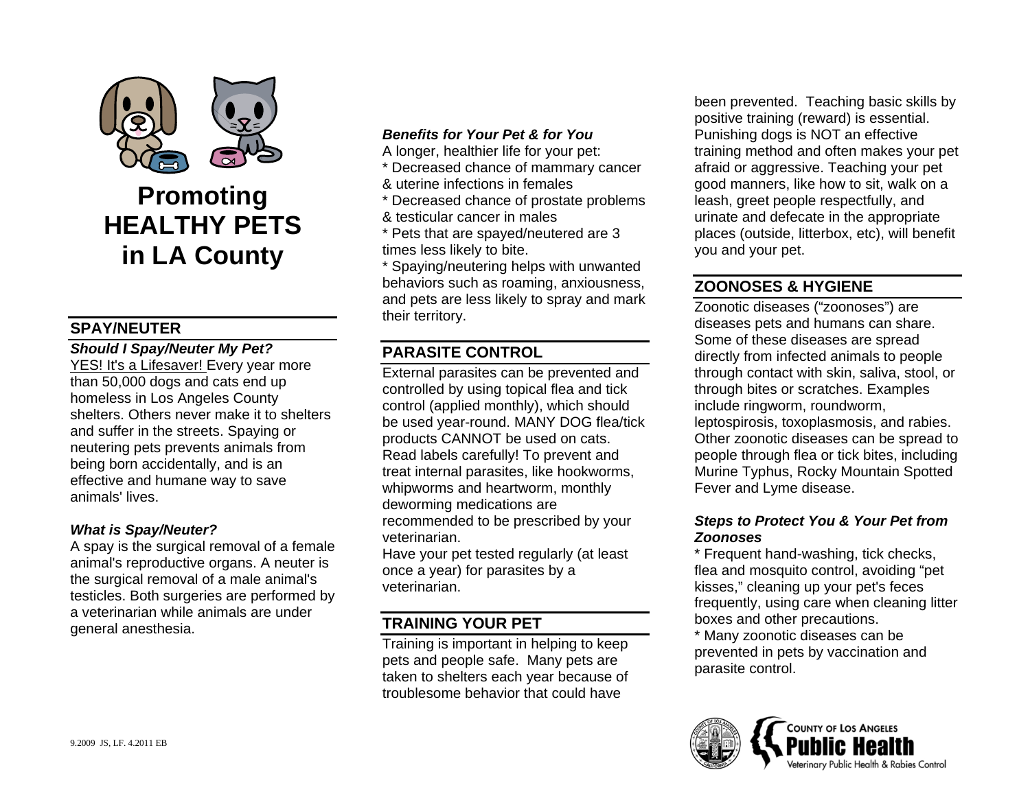# Promoting HEALTHY PETS in LA County

## SPAY/NEUTER

***Should I Spay/Neuter My Pet?***

YES! It's a Lifesaver! Every year more than 50,000 dogs and cats end up homeless in Los Angeles County shelters. Others never make it to shelters and suffer in the streets. Spaying or neutering pets prevents animals from being born accidentally, and is an effective and humane way to save animals' lives.

***What is Spay/Neuter?***

A spay is the surgical removal of a female animal's reproductive organs. A neuter is the surgical removal of a male animal's testicles. Both surgeries are performed by a veterinarian while animals are under general anesthesia.

***Benefits for Your Pet & for You***

A longer, healthier life for your pet:

* Decreased chance of mammary cancer & uterine infections in females
* Decreased chance of prostate problems & testicular cancer in males
* Pets that are spayed/neutered are 3 times less likely to bite.
* Spaying/neutering helps with unwanted behaviors such as roaming, anxiousness, and pets are less likely to spray and mark their territory.

## PARASITE CONTROL

External parasites can be prevented and controlled by using topical flea and tick control (applied monthly), which should be used year-round. MANY DOG flea/tick products CANNOT be used on cats. Read labels carefully! To prevent and treat internal parasites, like hookworms, whipworms and heartworm, monthly deworming medications are recommended to be prescribed by your veterinarian.

Have your pet tested regularly (at least once a year) for parasites by a veterinarian.

## TRAINING YOUR PET

Training is important in helping to keep pets and people safe. Many pets are taken to shelters each year because of troublesome behavior that could have been prevented. Teaching basic skills by positive training (reward) is essential. Punishing dogs is NOT an effective training method and often makes your pet afraid or aggressive. Teaching your pet good manners, like how to sit, walk on a leash, greet people respectfully, and urinate and defecate in the appropriate places (outside, litterbox, etc), will benefit you and your pet.

## ZOONOSES & HYGIENE

Zoonotic diseases ("zoonoses") are diseases pets and humans can share. Some of these diseases are spread directly from infected animals to people through contact with skin, saliva, stool, or through bites or scratches. Examples include ringworm, roundworm, leptospirosis, toxoplasmosis, and rabies. Other zoonotic diseases can be spread to people through flea or tick bites, including Murine Typhus, Rocky Mountain Spotted Fever and Lyme disease.

***Steps to Protect You & Your Pet from Zoonoses***

* Frequent hand-washing, tick checks, flea and mosquito control, avoiding "pet kisses," cleaning up your pet's feces frequently, using care when cleaning litter boxes and other precautions.
* Many zoonotic diseases can be prevented in pets by vaccination and parasite control.

9.2009 JS, LF. 4.2011 EB

COUNTY OF LOS ANGELES
Public Health
Veterinary Public Health & Rabies Control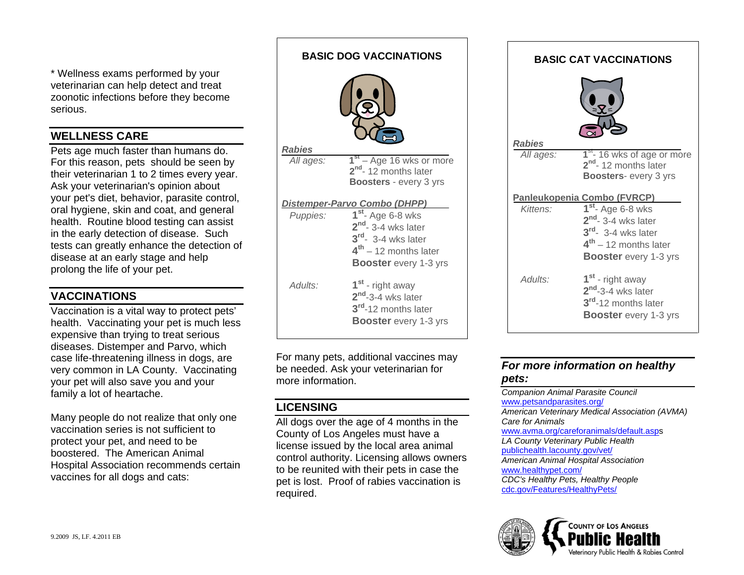* Wellness exams performed by your veterinarian can help detect and treat zoonotic infections before they become serious.

## WELLNESS CARE

Pets age much faster than humans do. For this reason, pets should be seen by their veterinarian 1 to 2 times every year. Ask your veterinarian's opinion about your pet's diet, behavior, parasite control, oral hygiene, skin and coat, and general health. Routine blood testing can assist in the early detection of disease. Such tests can greatly enhance the detection of disease at an early stage and help prolong the life of your pet.

## VACCINATIONS

Vaccination is a vital way to protect pets' health. Vaccinating your pet is much less expensive than trying to treat serious diseases. Distemper and Parvo, which case life-threatening illness in dogs, are very common in LA County. Vaccinating your pet will also save you and your family a lot of heartache.

Many people do not realize that only one vaccination series is not sufficient to protect your pet, and need to be boostered. The American Animal Hospital Association recommends certain vaccines for all dogs and cats:

### BASIC DOG VACCINATIONS

***Rabies***

| | |
|---|---|
| *All ages:* | 1st – Age 16 wks or more<br>2nd - 12 months later<br>**Boosters** - every 3 yrs |

***Distemper-Parvo Combo (DHPP)***

| | |
|---|---|
| *Puppies:* | 1st - Age 6-8 wks<br>2nd - 3-4 wks later<br>3rd - 3-4 wks later<br>4th – 12 months later<br>**Booster** every 1-3 yrs |
| *Adults:* | 1st - right away<br>2nd -3-4 wks later<br>3rd -12 months later<br>**Booster** every 1-3 yrs |

For many pets, additional vaccines may be needed. Ask your veterinarian for more information.

## LICENSING

All dogs over the age of 4 months in the County of Los Angeles must have a license issued by the local area animal control authority. Licensing allows owners to be reunited with their pets in case the pet is lost. Proof of rabies vaccination is required.

### BASIC CAT VACCINATIONS

***Rabies***

| | |
|---|---|
| *All ages:* | 1st - 16 wks of age or more<br>2nd - 12 months later<br>**Boosters**- every 3 yrs |

**Panleukopenia Combo (FVRCP)**

| | |
|---|---|
| *Kittens:* | 1st - Age 6-8 wks<br>2nd - 3-4 wks later<br>3rd - 3-4 wks later<br>4th – 12 months later<br>**Booster** every 1-3 yrs |
| *Adults:* | 1st - right away<br>2nd -3-4 wks later<br>3rd -12 months later<br>**Booster** every 1-3 yrs |

## *For more information on healthy pets:*

*Companion Animal Parasite Council*
www.petsandparasites.org/

*American Veterinary Medical Association (AVMA) Care for Animals*
www.avma.org/careforanimals/default.asps

*LA County Veterinary Public Health*
publichealth.lacounty.gov/vet/

*American Animal Hospital Association*
www.healthypet.com/

*CDC's Healthy Pets, Healthy People*
cdc.gov/Features/HealthyPets/

County of Los Angeles Public Health
Veterinary Public Health & Rabies Control

9.2009 JS, LF. 4.2011 EB